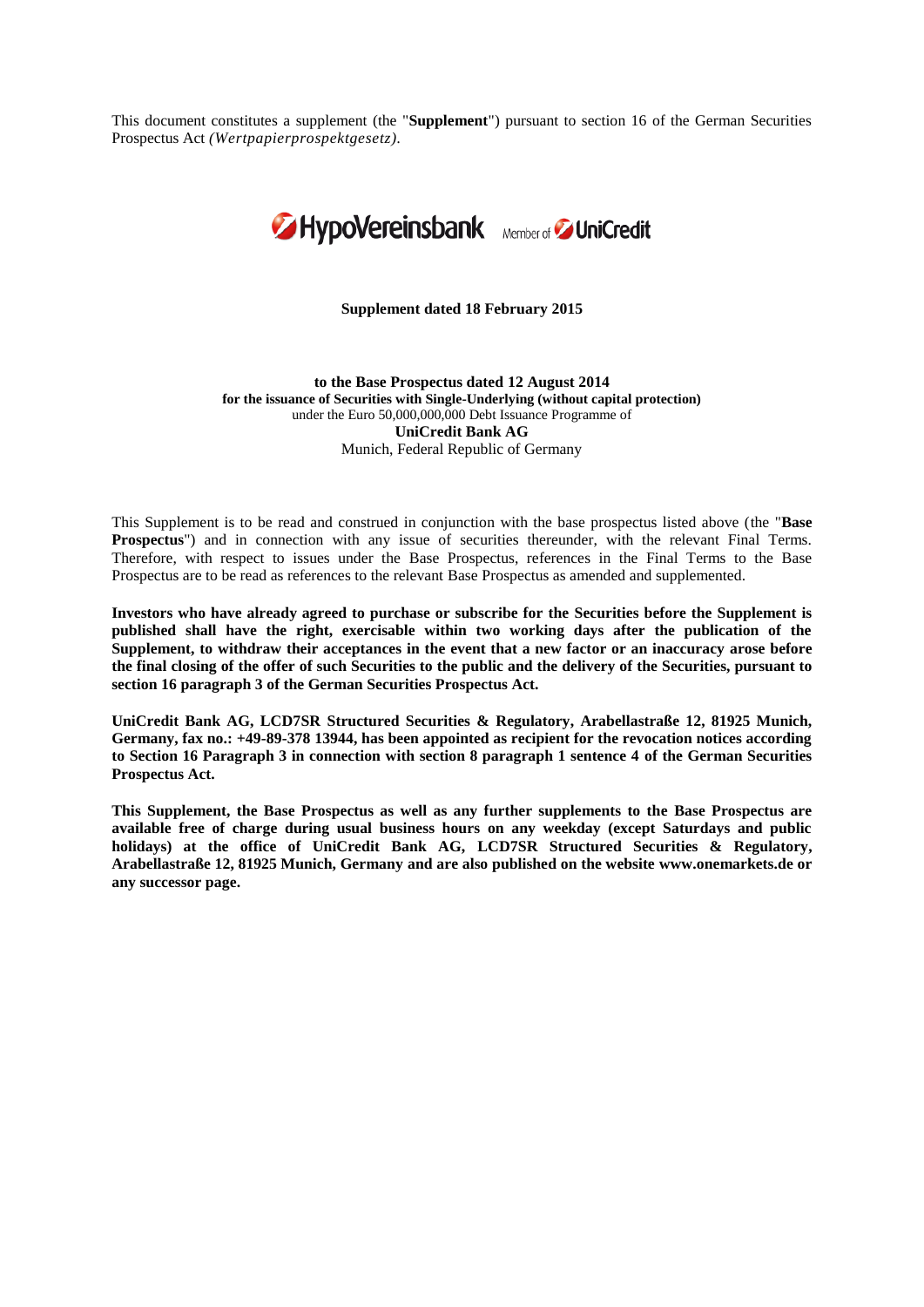This document constitutes a supplement (the "**Supplement**") pursuant to section 16 of the German Securities Prospectus Act *(Wertpapierprospektgesetz)*.

HypoVereinsbank Member of UniCredit

**Supplement dated 18 February 2015**

**to the Base Prospectus dated 12 August 2014**
**for the issuance of Securities with Single-Underlying (without capital protection)**
under the Euro 50,000,000,000 Debt Issuance Programme of
**UniCredit Bank AG**
Munich, Federal Republic of Germany

This Supplement is to be read and construed in conjunction with the base prospectus listed above (the "**Base Prospectus**") and in connection with any issue of securities thereunder, with the relevant Final Terms. Therefore, with respect to issues under the Base Prospectus, references in the Final Terms to the Base Prospectus are to be read as references to the relevant Base Prospectus as amended and supplemented.

**Investors who have already agreed to purchase or subscribe for the Securities before the Supplement is published shall have the right, exercisable within two working days after the publication of the Supplement, to withdraw their acceptances in the event that a new factor or an inaccuracy arose before the final closing of the offer of such Securities to the public and the delivery of the Securities, pursuant to section 16 paragraph 3 of the German Securities Prospectus Act.**

**UniCredit Bank AG, LCD7SR Structured Securities & Regulatory, Arabellastraße 12, 81925 Munich, Germany, fax no.: +49-89-378 13944, has been appointed as recipient for the revocation notices according to Section 16 Paragraph 3 in connection with section 8 paragraph 1 sentence 4 of the German Securities Prospectus Act.**

**This Supplement, the Base Prospectus as well as any further supplements to the Base Prospectus are available free of charge during usual business hours on any weekday (except Saturdays and public holidays) at the office of UniCredit Bank AG, LCD7SR Structured Securities & Regulatory, Arabellastraße 12, 81925 Munich, Germany and are also published on the website www.onemarkets.de or any successor page.**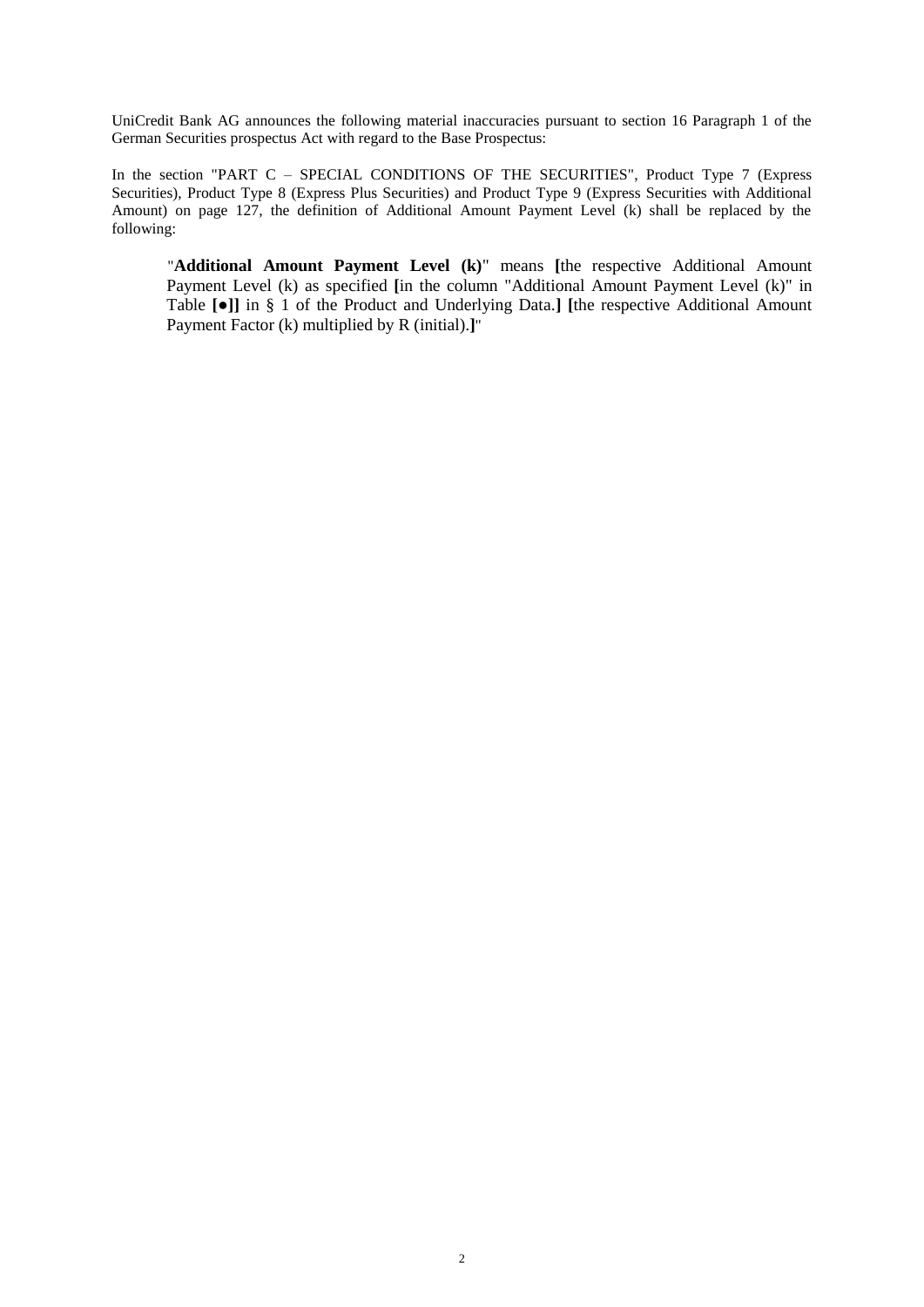UniCredit Bank AG announces the following material inaccuracies pursuant to section 16 Paragraph 1 of the German Securities prospectus Act with regard to the Base Prospectus:

In the section "PART C – SPECIAL CONDITIONS OF THE SECURITIES", Product Type 7 (Express Securities), Product Type 8 (Express Plus Securities) and Product Type 9 (Express Securities with Additional Amount) on page 127, the definition of Additional Amount Payment Level (k) shall be replaced by the following:

> "**Additional Amount Payment Level (k)**" means **[**the respective Additional Amount Payment Level (k) as specified **[**in the column "Additional Amount Payment Level (k)" in Table **[●]]** in § 1 of the Product and Underlying Data.**]** **[**the respective Additional Amount Payment Factor (k) multiplied by R (initial).**]**"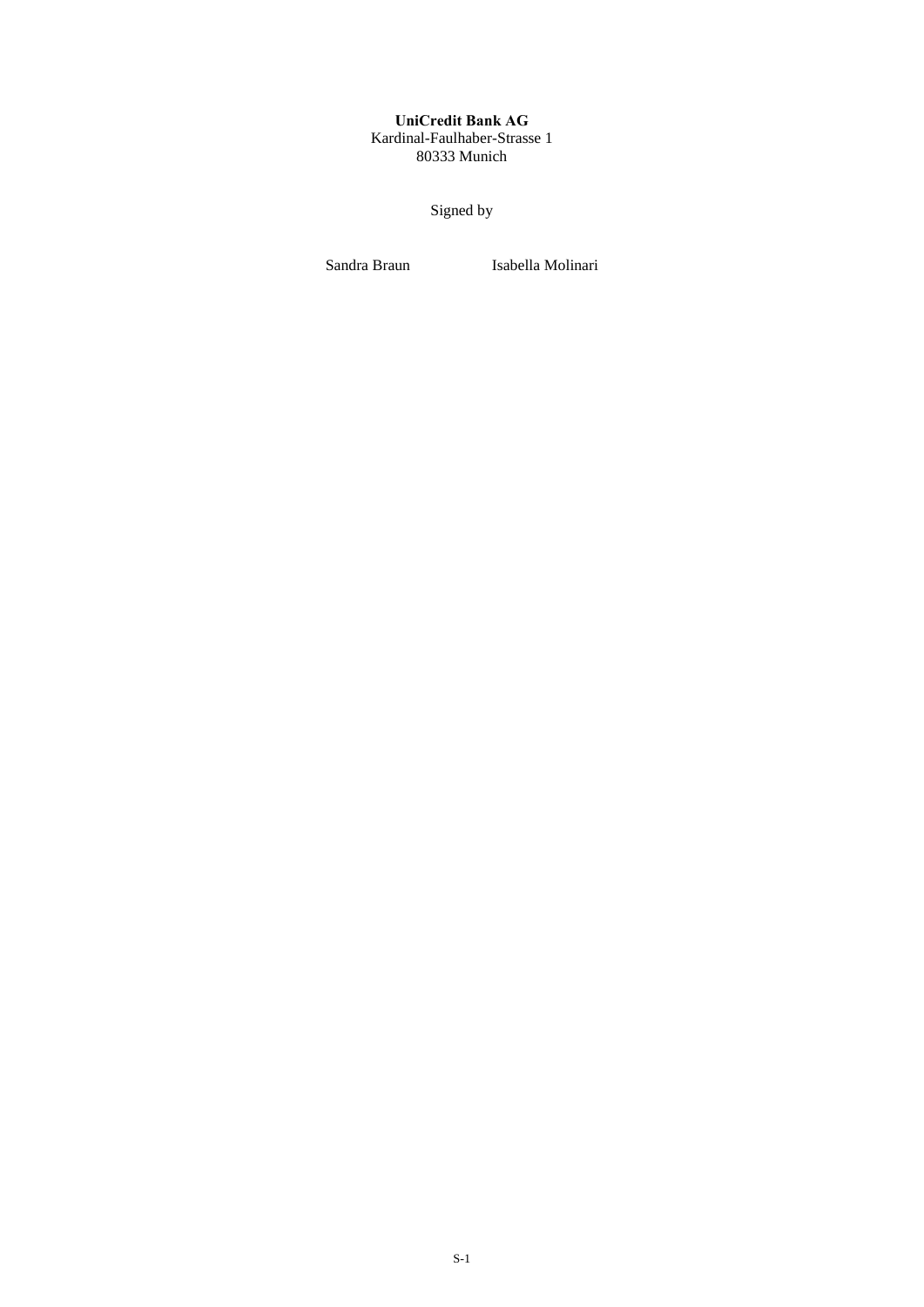**UniCredit Bank AG**
Kardinal-Faulhaber-Strasse 1
80333 Munich

Signed by

Sandra Braun Isabella Molinari